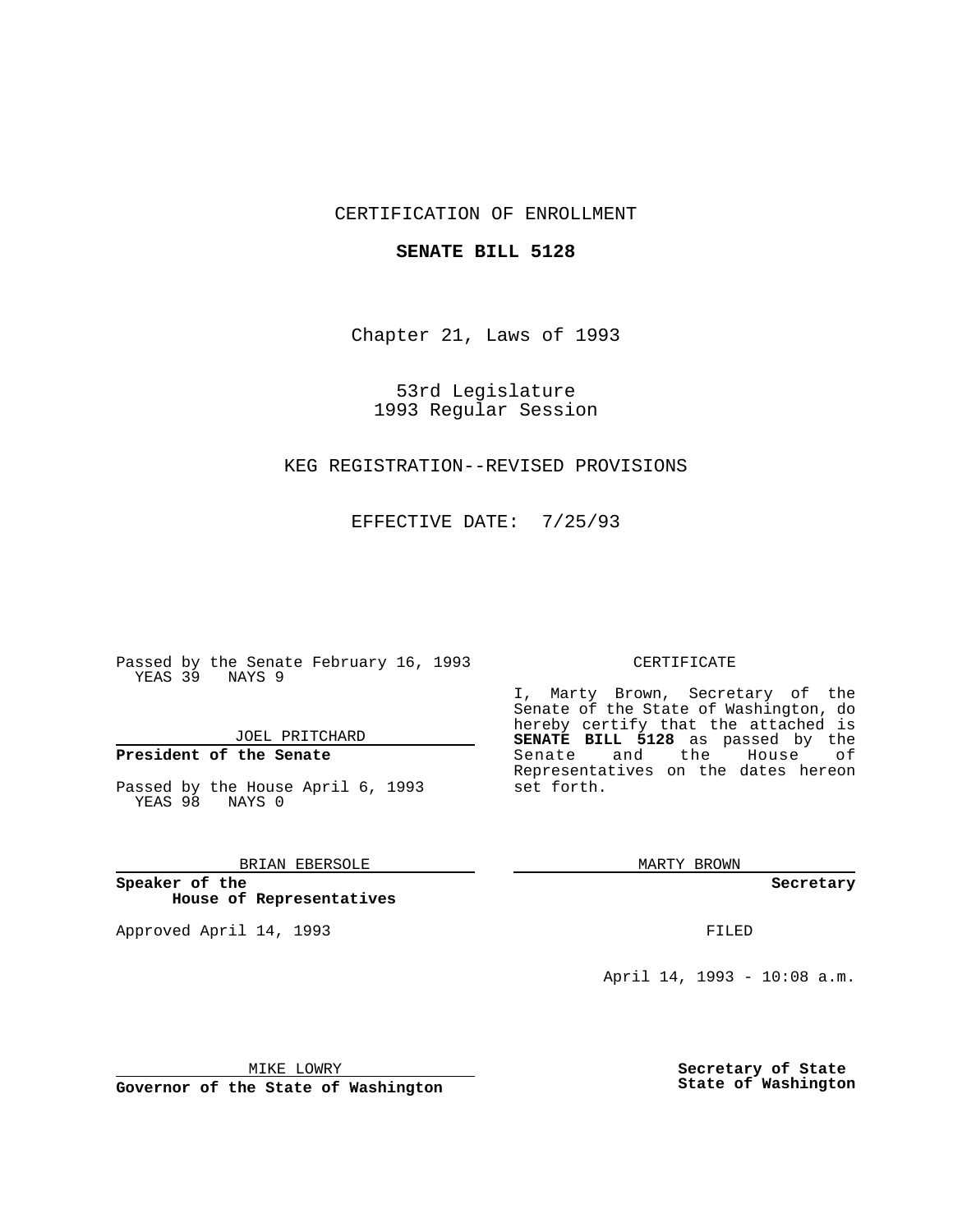CERTIFICATION OF ENROLLMENT

**SENATE BILL 5128**

Chapter 21, Laws of 1993

53rd Legislature
1993 Regular Session

KEG REGISTRATION--REVISED PROVISIONS

EFFECTIVE DATE: 7/25/93

Passed by the Senate February 16, 1993
YEAS 39 NAYS 9

JOEL PRITCHARD

**President of the Senate**

Passed by the House April 6, 1993
YEAS 98 NAYS 0

BRIAN EBERSOLE

**Speaker of the House of Representatives**

Approved April 14, 1993

MIKE LOWRY

**Governor of the State of Washington**

CERTIFICATE

I, Marty Brown, Secretary of the Senate of the State of Washington, do hereby certify that the attached is **SENATE BILL 5128** as passed by the Senate and the House of Representatives on the dates hereon set forth.

MARTY BROWN

**Secretary**

FILED

April 14, 1993 - 10:08 a.m.

**Secretary of State**
**State of Washington**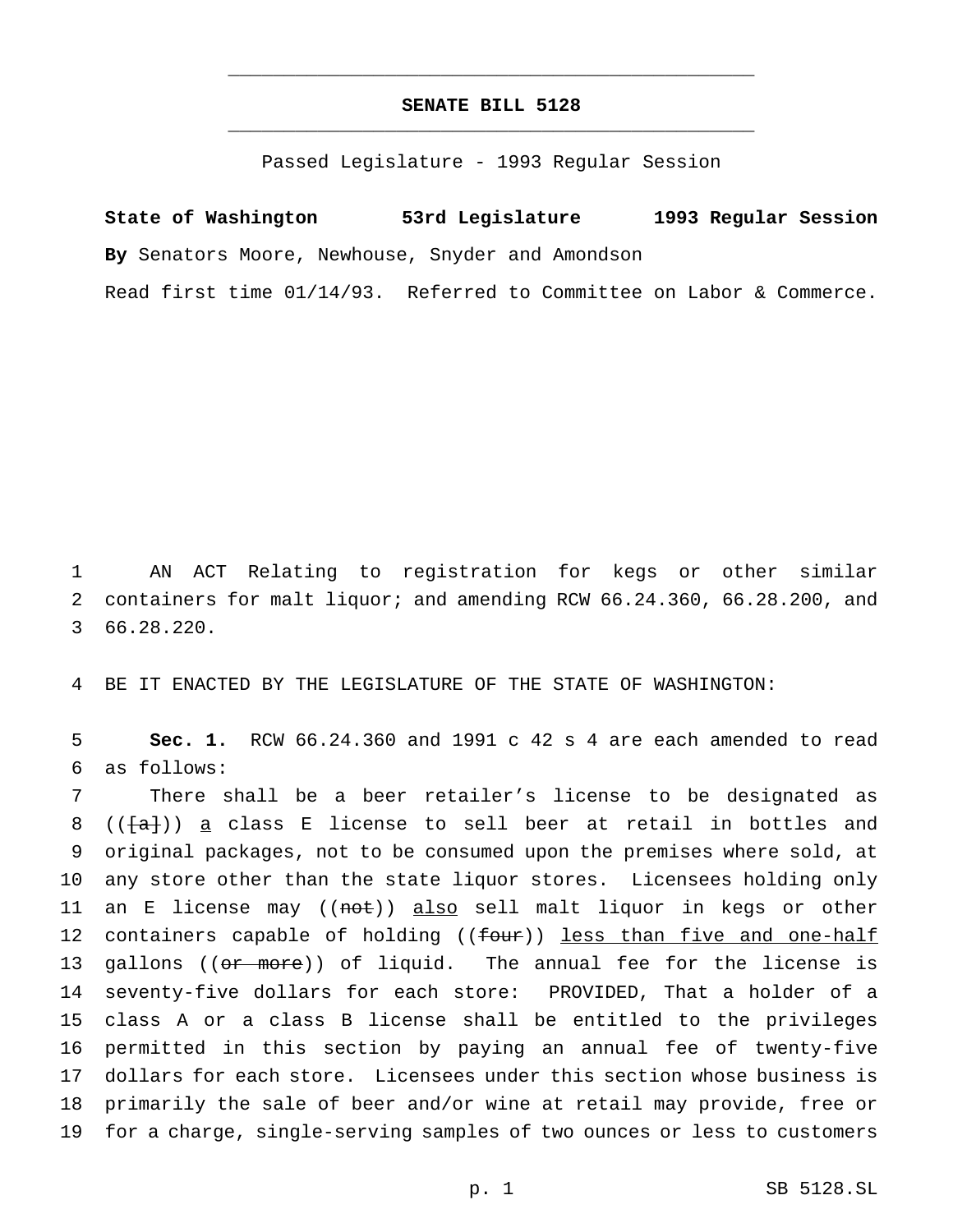# SENATE BILL 5128

Passed Legislature - 1993 Regular Session

**State of Washington 53rd Legislature 1993 Regular Session**

**By** Senators Moore, Newhouse, Snyder and Amondson

Read first time 01/14/93. Referred to Committee on Labor & Commerce.

1 AN ACT Relating to registration for kegs or other similar
2 containers for malt liquor; and amending RCW 66.24.360, 66.28.200, and
3 66.28.220.

4 BE IT ENACTED BY THE LEGISLATURE OF THE STATE OF WASHINGTON:

5 **Sec. 1.** RCW 66.24.360 and 1991 c 42 s 4 are each amended to read
6 as follows:

7 There shall be a beer retailer's license to be designated as
8 (([a])) a class E license to sell beer at retail in bottles and
9 original packages, not to be consumed upon the premises where sold, at
10 any store other than the state liquor stores. Licensees holding only
11 an E license may ((not)) also sell malt liquor in kegs or other
12 containers capable of holding ((four)) less than five and one-half
13 gallons ((or more)) of liquid. The annual fee for the license is
14 seventy-five dollars for each store: PROVIDED, That a holder of a
15 class A or a class B license shall be entitled to the privileges
16 permitted in this section by paying an annual fee of twenty-five
17 dollars for each store. Licensees under this section whose business is
18 primarily the sale of beer and/or wine at retail may provide, free or
19 for a charge, single-serving samples of two ounces or less to customers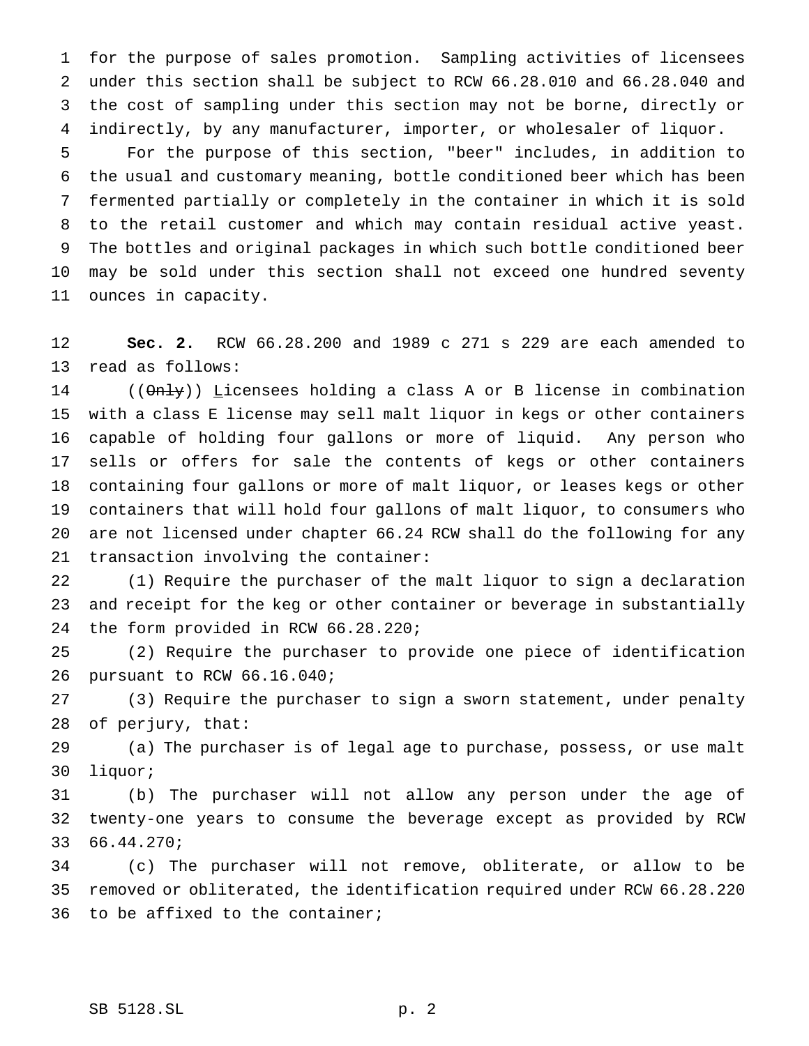for the purpose of sales promotion. Sampling activities of licensees under this section shall be subject to RCW 66.28.010 and 66.28.040 and the cost of sampling under this section may not be borne, directly or indirectly, by any manufacturer, importer, or wholesaler of liquor.

For the purpose of this section, "beer" includes, in addition to the usual and customary meaning, bottle conditioned beer which has been fermented partially or completely in the container in which it is sold to the retail customer and which may contain residual active yeast. The bottles and original packages in which such bottle conditioned beer may be sold under this section shall not exceed one hundred seventy ounces in capacity.

**Sec. 2.** RCW 66.28.200 and 1989 c 271 s 229 are each amended to read as follows:

((~~Only~~)) <u>L</u>icensees holding a class A or B license in combination with a class E license may sell malt liquor in kegs or other containers capable of holding four gallons or more of liquid. Any person who sells or offers for sale the contents of kegs or other containers containing four gallons or more of malt liquor, or leases kegs or other containers that will hold four gallons of malt liquor, to consumers who are not licensed under chapter 66.24 RCW shall do the following for any transaction involving the container:

(1) Require the purchaser of the malt liquor to sign a declaration and receipt for the keg or other container or beverage in substantially the form provided in RCW 66.28.220;

(2) Require the purchaser to provide one piece of identification pursuant to RCW 66.16.040;

(3) Require the purchaser to sign a sworn statement, under penalty of perjury, that:

(a) The purchaser is of legal age to purchase, possess, or use malt liquor;

(b) The purchaser will not allow any person under the age of twenty-one years to consume the beverage except as provided by RCW 66.44.270;

(c) The purchaser will not remove, obliterate, or allow to be removed or obliterated, the identification required under RCW 66.28.220 to be affixed to the container;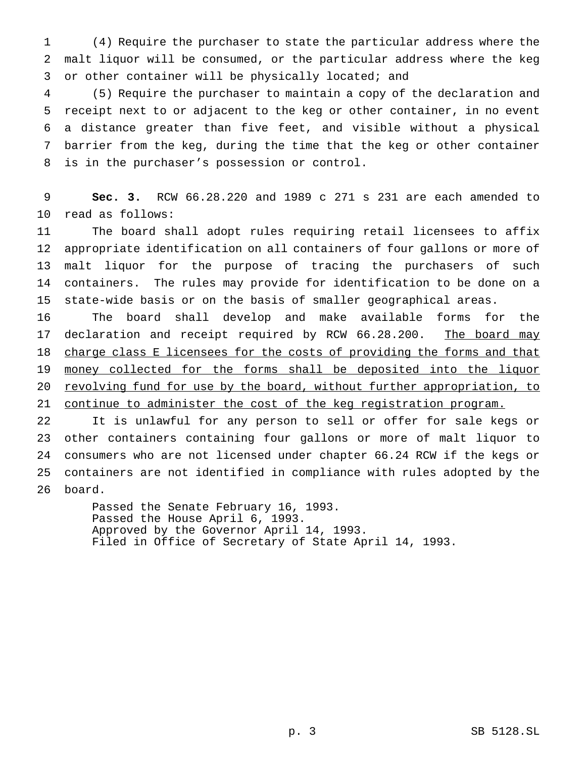(4) Require the purchaser to state the particular address where the malt liquor will be consumed, or the particular address where the keg or other container will be physically located; and

(5) Require the purchaser to maintain a copy of the declaration and receipt next to or adjacent to the keg or other container, in no event a distance greater than five feet, and visible without a physical barrier from the keg, during the time that the keg or other container is in the purchaser's possession or control.

**Sec. 3.** RCW 66.28.220 and 1989 c 271 s 231 are each amended to read as follows:

The board shall adopt rules requiring retail licensees to affix appropriate identification on all containers of four gallons or more of malt liquor for the purpose of tracing the purchasers of such containers. The rules may provide for identification to be done on a state-wide basis or on the basis of smaller geographical areas.

The board shall develop and make available forms for the declaration and receipt required by RCW 66.28.200. <u>The board may charge class E licensees for the costs of providing the forms and that money collected for the forms shall be deposited into the liquor revolving fund for use by the board, without further appropriation, to continue to administer the cost of the keg registration program.</u>

It is unlawful for any person to sell or offer for sale kegs or other containers containing four gallons or more of malt liquor to consumers who are not licensed under chapter 66.24 RCW if the kegs or containers are not identified in compliance with rules adopted by the board.

Passed the Senate February 16, 1993.
Passed the House April 6, 1993.
Approved by the Governor April 14, 1993.
Filed in Office of Secretary of State April 14, 1993.